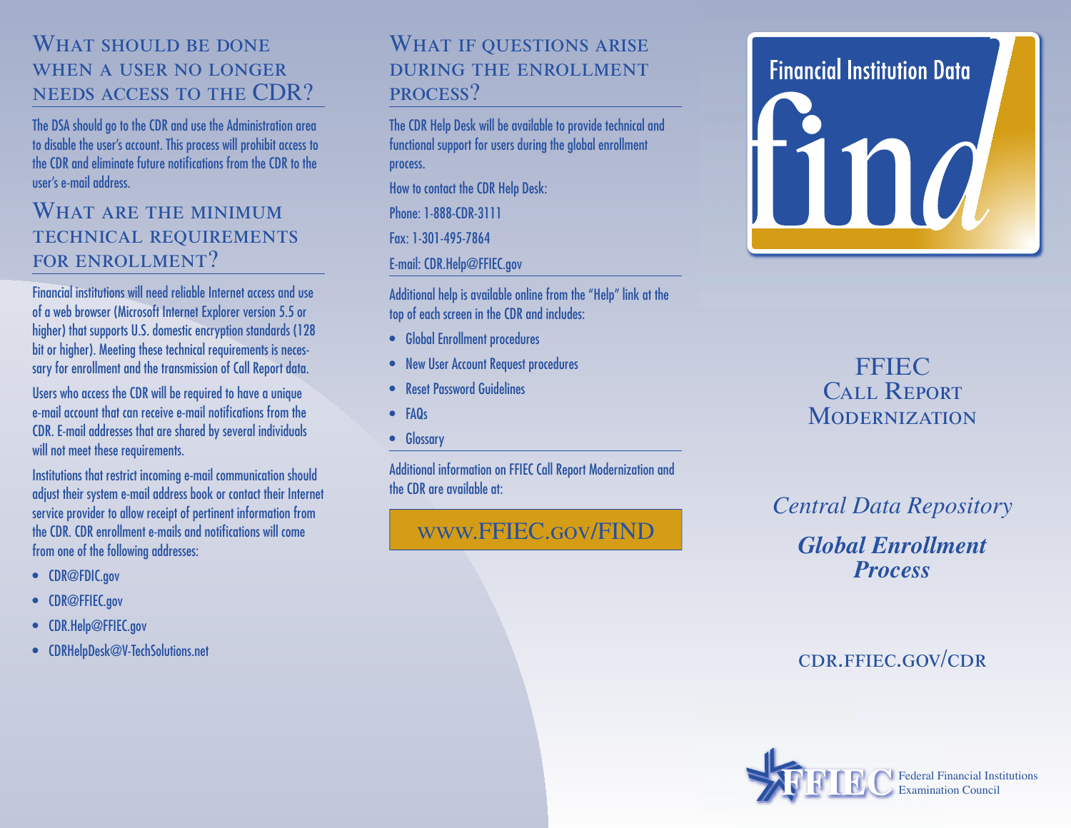## What should be done when a user no longer needs access to the CDR?

The DSA should go to the CDR and use the Administration area to disable the user's account. This process will prohibit access to the CDR and eliminate future notifications from the CDR to the user's e-mail address.

## What are the minimum technical requirements for enrollment?

Financial institutions will need reliable Internet access and use of a web browser (Microsoft Internet Explorer version 5.5 or higher) that supports U.S. domestic encryption standards (128 bit or higher). Meeting these technical requirements is necessary for enrollment and the transmission of Call Report data.

Users who access the CDR will be required to have a unique e-mail account that can receive e-mail notifications from the CDR. E-mail addresses that are shared by several individuals will not meet these requirements.

Institutions that restrict incoming e-mail communication should adjust their system e-mail address book or contact their Internet service provider to allow receipt of pertinent information from the CDR. CDR enrollment e-mails and notifications will come from one of the following addresses:

- CDR@FDIC.gov
- CDR@FFIEC.gov
- CDR.Help@FFIEC.gov
- CDRHelpDesk@V-TechSolutions.net

## What if questions arise during the enrollment process?

The CDR Help Desk will be available to provide technical and functional support for users during the global enrollment process.

How to contact the CDR Help Desk:

Phone: 1-888-CDR-3111

Fax: 1-301-495-7864

E-mail: CDR.Help@FFIEC.gov

Additional help is available online from the "Help" link at the top of each screen in the CDR and includes:

- Global Enrollment procedures
- New User Account Request procedures
- Reset Password Guidelines
- FAQs
- Glossary

Additional information on FFIEC Call Report Modernization and the CDR are available at:

**www.FFIEC.gov/FIND**

Financial Institution Data

**find**

# FFIEC Call Report Modernization

*Central Data Repository*

***Global Enrollment Process***

CDR.FFIEC.GOV/CDR

FFIEC Federal Financial Institutions Examination Council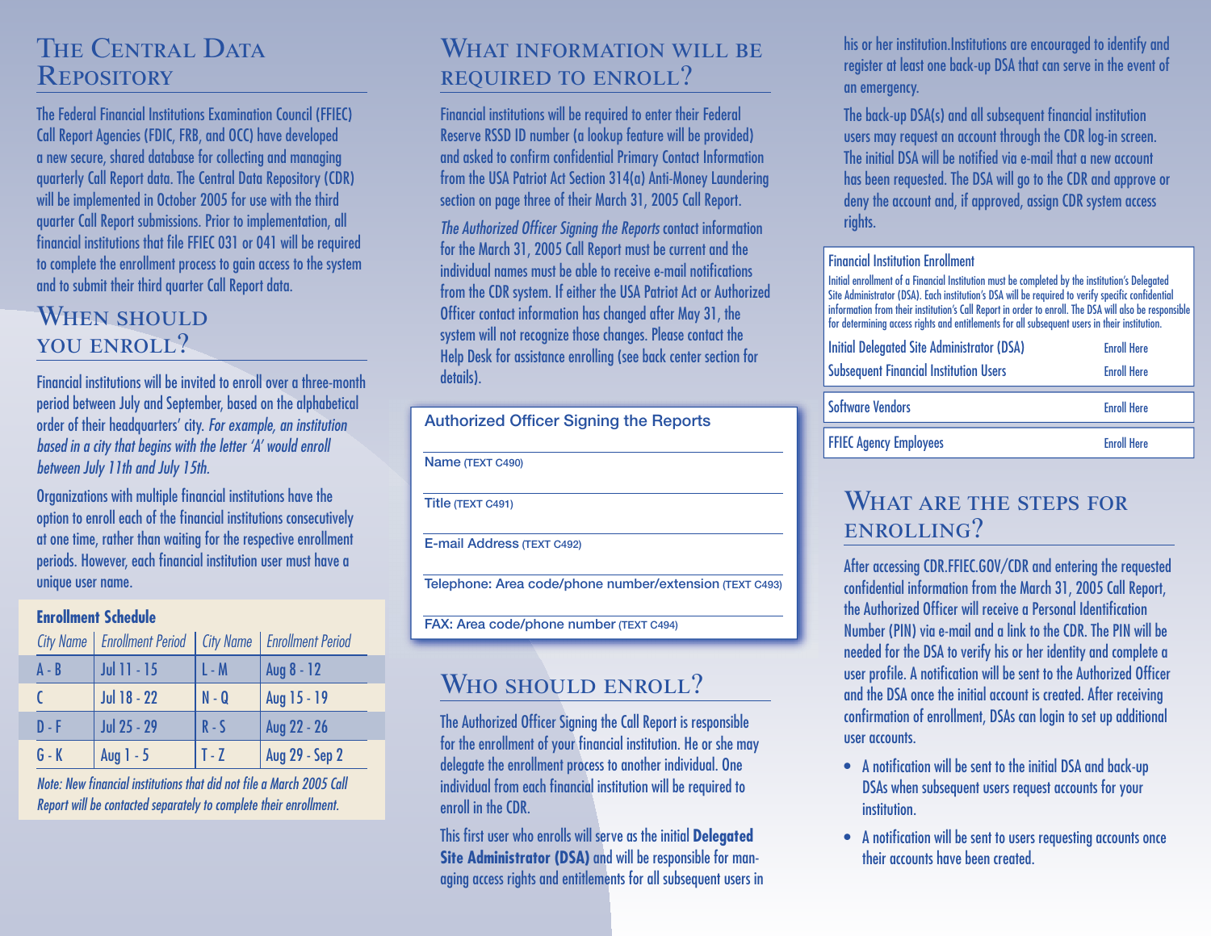# The Central Data Repository

The Federal Financial Institutions Examination Council (FFIEC) Call Report Agencies (FDIC, FRB, and OCC) have developed a new secure, shared database for collecting and managing quarterly Call Report data. The Central Data Repository (CDR) will be implemented in October 2005 for use with the third quarter Call Report submissions. Prior to implementation, all financial institutions that file FFIEC 031 or 041 will be required to complete the enrollment process to gain access to the system and to submit their third quarter Call Report data.

# When should you enroll?

Financial institutions will be invited to enroll over a three-month period between July and September, based on the alphabetical order of their headquarters' city. *For example, an institution based in a city that begins with the letter 'A' would enroll between July 11th and July 15th.*

Organizations with multiple financial institutions have the option to enroll each of the financial institutions consecutively at one time, rather than waiting for the respective enrollment periods. However, each financial institution user must have a unique user name.

**Enrollment Schedule**

| *City Name* | *Enrollment Period* | *City Name* | *Enrollment Period* |
| --- | --- | --- | --- |
| A - B | Jul 11 - 15 | L - M | Aug 8 - 12 |
| C | Jul 18 - 22 | N - Q | Aug 15 - 19 |
| D - F | Jul 25 - 29 | R - S | Aug 22 - 26 |
| G - K | Aug 1 - 5 | T - Z | Aug 29 - Sep 2 |

*Note: New financial institutions that did not file a March 2005 Call Report will be contacted separately to complete their enrollment.*

# What information will be required to enroll?

Financial institutions will be required to enter their Federal Reserve RSSD ID number (a lookup feature will be provided) and asked to confirm confidential Primary Contact Information from the USA Patriot Act Section 314(a) Anti-Money Laundering section on page three of their March 31, 2005 Call Report.

*The Authorized Officer Signing the Reports* contact information for the March 31, 2005 Call Report must be current and the individual names must be able to receive e-mail notifications from the CDR system. If either the USA Patriot Act or Authorized Officer contact information has changed after May 31, the system will not recognize those changes. Please contact the Help Desk for assistance enrolling (see back center section for details).

**Authorized Officer Signing the Reports**

Name (TEXT C490)

Title (TEXT C491)

E-mail Address (TEXT C492)

Telephone: Area code/phone number/extension (TEXT C493)

FAX: Area code/phone number (TEXT C494)

# Who should enroll?

The Authorized Officer Signing the Call Report is responsible for the enrollment of your financial institution. He or she may delegate the enrollment process to another individual. One individual from each financial institution will be required to enroll in the CDR.

This first user who enrolls will serve as the initial **Delegated Site Administrator (DSA)** and will be responsible for managing access rights and entitlements for all subsequent users in his or her institution.Institutions are encouraged to identify and register at least one back-up DSA that can serve in the event of an emergency.

The back-up DSA(s) and all subsequent financial institution users may request an account through the CDR log-in screen. The initial DSA will be notified via e-mail that a new account has been requested. The DSA will go to the CDR and approve or deny the account and, if approved, assign CDR system access rights.

**Financial Institution Enrollment**

Initial enrollment of a Financial Institution must be completed by the institution's Delegated Site Administrator (DSA). Each institution's DSA will be required to verify specific confidential information from their institution's Call Report in order to enroll. The DSA will also be responsible for determining access rights and entitlements for all subsequent users in their institution.

| | |
| --- | --- |
| Initial Delegated Site Administrator (DSA) | Enroll Here |
| Subsequent Financial Institution Users | Enroll Here |
| Software Vendors | Enroll Here |
| FFIEC Agency Employees | Enroll Here |

# What are the steps for enrolling?

After accessing CDR.FFIEC.GOV/CDR and entering the requested confidential information from the March 31, 2005 Call Report, the Authorized Officer will receive a Personal Identification Number (PIN) via e-mail and a link to the CDR. The PIN will be needed for the DSA to verify his or her identity and complete a user profile. A notification will be sent to the Authorized Officer and the DSA once the initial account is created. After receiving confirmation of enrollment, DSAs can login to set up additional user accounts.

- A notification will be sent to the initial DSA and back-up DSAs when subsequent users request accounts for your institution.
- A notification will be sent to users requesting accounts once their accounts have been created.